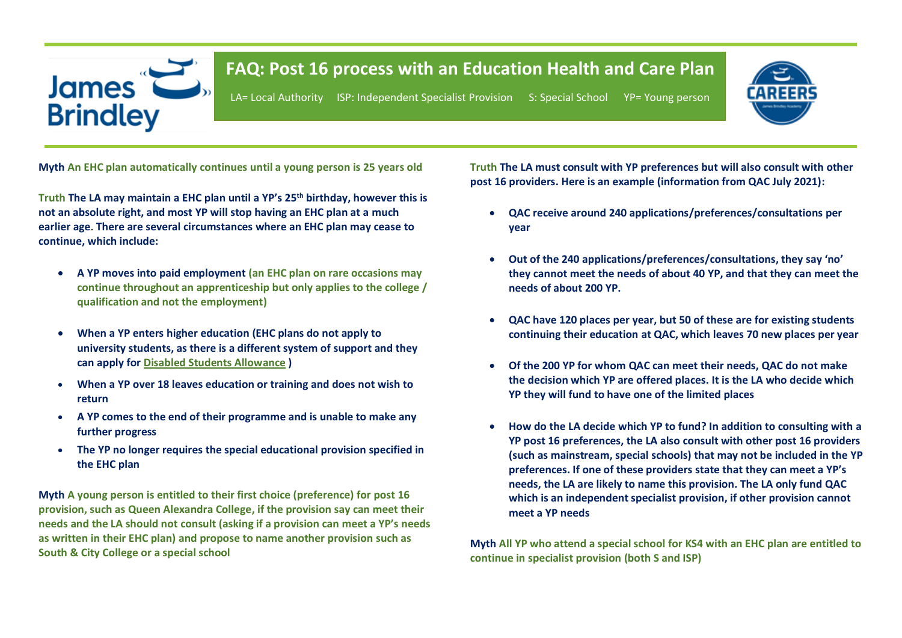# FAQ: Post 16 process with an Education Health and Care Plan

LA= Local Authority ISP: Independent Specialist Provision S: Special School YP= Young person

**Myth An EHC plan automatically continues until a young person is 25 years old**

**Truth The LA may maintain a EHC plan until a YP's 25th birthday, however this is not an absolute right, and most YP will stop having an EHC plan at a much earlier age. There are several circumstances where an EHC plan may cease to continue, which include:**

- **A YP moves into paid employment (an EHC plan on rare occasions may continue throughout an apprenticeship but only applies to the college / qualification and not the employment)**
- **When a YP enters higher education (EHC plans do not apply to university students, as there is a different system of support and they can apply for Disabled Students Allowance )**
- **When a YP over 18 leaves education or training and does not wish to return**
- **A YP comes to the end of their programme and is unable to make any further progress**
- **The YP no longer requires the special educational provision specified in the EHC plan**

**Myth A young person is entitled to their first choice (preference) for post 16 provision, such as Queen Alexandra College, if the provision say can meet their needs and the LA should not consult (asking if a provision can meet a YP's needs as written in their EHC plan) and propose to name another provision such as South & City College or a special school**

**Truth The LA must consult with YP preferences but will also consult with other post 16 providers. Here is an example (information from QAC July 2021):**

- **QAC receive around 240 applications/preferences/consultations per year**
- **Out of the 240 applications/preferences/consultations, they say 'no' they cannot meet the needs of about 40 YP, and that they can meet the needs of about 200 YP.**
- **QAC have 120 places per year, but 50 of these are for existing students continuing their education at QAC, which leaves 70 new places per year**
- **Of the 200 YP for whom QAC can meet their needs, QAC do not make the decision which YP are offered places. It is the LA who decide which YP they will fund to have one of the limited places**
- **How do the LA decide which YP to fund? In addition to consulting with a YP post 16 preferences, the LA also consult with other post 16 providers (such as mainstream, special schools) that may not be included in the YP preferences. If one of these providers state that they can meet a YP's needs, the LA are likely to name this provision. The LA only fund QAC which is an independent specialist provision, if other provision cannot meet a YP needs**

**Myth All YP who attend a special school for KS4 with an EHC plan are entitled to continue in specialist provision (both S and ISP)**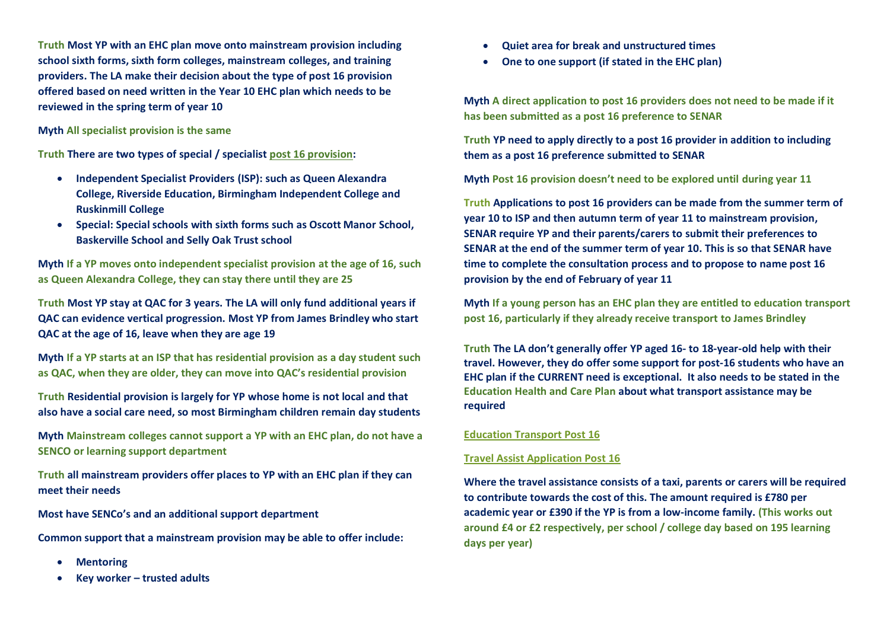**Truth** **Most YP with an EHC plan move onto mainstream provision including school sixth forms, sixth form colleges, mainstream colleges, and training providers. The LA make their decision about the type of post 16 provision offered based on need written in the Year 10 EHC plan which needs to be reviewed in the spring term of year 10**

**Myth** **All specialist provision is the same**

**Truth** **There are two types of special / specialist post 16 provision:**

- **Independent Specialist Providers (ISP): such as Queen Alexandra College, Riverside Education, Birmingham Independent College and Ruskinmill College**
- **Special: Special schools with sixth forms such as Oscott Manor School, Baskerville School and Selly Oak Trust school**

**Myth** **If a YP moves onto independent specialist provision at the age of 16, such as Queen Alexandra College, they can stay there until they are 25**

**Truth** **Most YP stay at QAC for 3 years. The LA will only fund additional years if QAC can evidence vertical progression. Most YP from James Brindley who start QAC at the age of 16, leave when they are age 19**

**Myth** **If a YP starts at an ISP that has residential provision as a day student such as QAC, when they are older, they can move into QAC's residential provision**

**Truth** **Residential provision is largely for YP whose home is not local and that also have a social care need, so most Birmingham children remain day students**

**Myth** **Mainstream colleges cannot support a YP with an EHC plan, do not have a SENCO or learning support department**

**Truth** **all mainstream providers offer places to YP with an EHC plan if they can meet their needs**

**Most have SENCo's and an additional support department**

**Common support that a mainstream provision may be able to offer include:**

- **Mentoring**
- **Key worker – trusted adults**
- **Quiet area for break and unstructured times**
- **One to one support (if stated in the EHC plan)**

**Myth** **A direct application to post 16 providers does not need to be made if it has been submitted as a post 16 preference to SENAR**

**Truth** **YP need to apply directly to a post 16 provider in addition to including them as a post 16 preference submitted to SENAR**

**Myth** **Post 16 provision doesn't need to be explored until during year 11**

**Truth** **Applications to post 16 providers can be made from the summer term of year 10 to ISP and then autumn term of year 11 to mainstream provision, SENAR require YP and their parents/carers to submit their preferences to SENAR at the end of the summer term of year 10. This is so that SENAR have time to complete the consultation process and to propose to name post 16 provision by the end of February of year 11**

**Myth** **If a young person has an EHC plan they are entitled to education transport post 16, particularly if they already receive transport to James Brindley**

**Truth** **The LA don't generally offer YP aged 16- to 18-year-old help with their travel. However, they do offer some support for post-16 students who have an EHC plan if the CURRENT need is exceptional. It also needs to be stated in the Education Health and Care Plan about what transport assistance may be required**

**Education Transport Post 16**

**Travel Assist Application Post 16**

**Where the travel assistance consists of a taxi, parents or carers will be required to contribute towards the cost of this. The amount required is £780 per academic year or £390 if the YP is from a low-income family. (This works out around £4 or £2 respectively, per school / college day based on 195 learning days per year)**